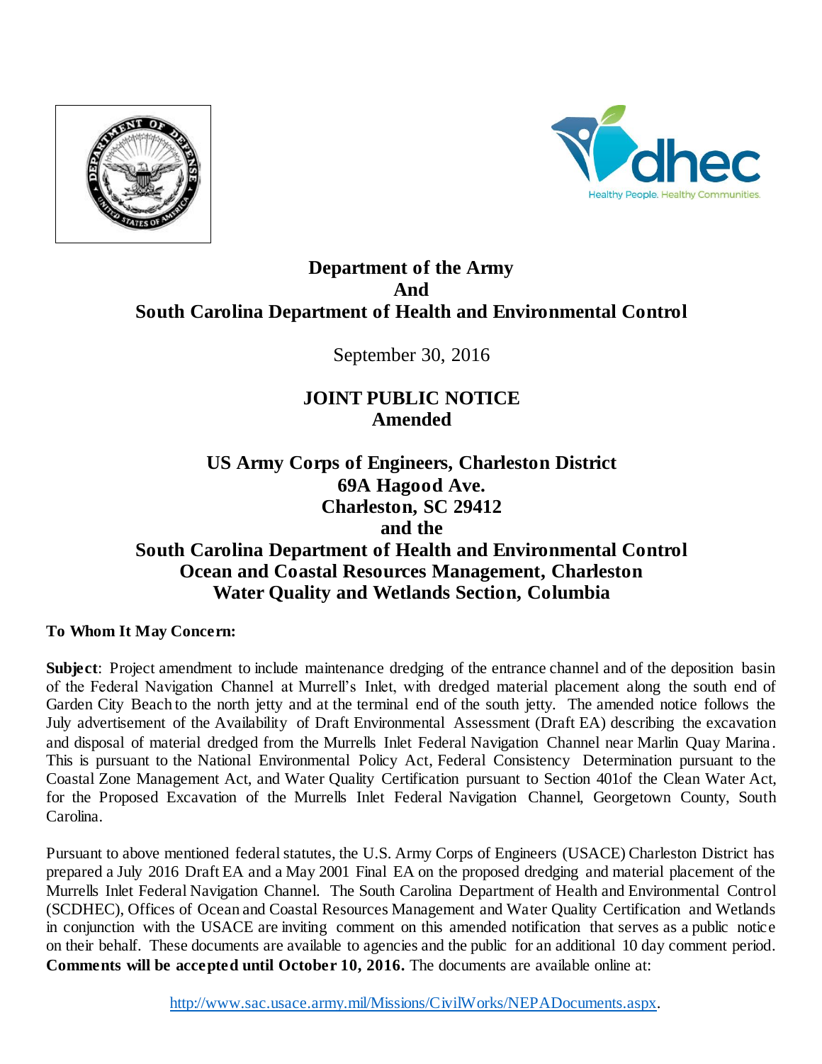# Department of the Army
# And
# South Carolina Department of Health and Environmental Control

September 30, 2016

## JOINT PUBLIC NOTICE
## Amended

### US Army Corps of Engineers, Charleston District
### 69A Hagood Ave.
### Charleston, SC 29412
### and the
### South Carolina Department of Health and Environmental Control
### Ocean and Coastal Resources Management, Charleston
### Water Quality and Wetlands Section, Columbia

**To Whom It May Concern:**

**Subject**: Project amendment to include maintenance dredging of the entrance channel and of the deposition basin of the Federal Navigation Channel at Murrell's Inlet, with dredged material placement along the south end of Garden City Beach to the north jetty and at the terminal end of the south jetty. The amended notice follows the July advertisement of the Availability of Draft Environmental Assessment (Draft EA) describing the excavation and disposal of material dredged from the Murrells Inlet Federal Navigation Channel near Marlin Quay Marina. This is pursuant to the National Environmental Policy Act, Federal Consistency Determination pursuant to the Coastal Zone Management Act, and Water Quality Certification pursuant to Section 401of the Clean Water Act, for the Proposed Excavation of the Murrells Inlet Federal Navigation Channel, Georgetown County, South Carolina.

Pursuant to above mentioned federal statutes, the U.S. Army Corps of Engineers (USACE) Charleston District has prepared a July 2016 Draft EA and a May 2001 Final EA on the proposed dredging and material placement of the Murrells Inlet Federal Navigation Channel. The South Carolina Department of Health and Environmental Control (SCDHEC), Offices of Ocean and Coastal Resources Management and Water Quality Certification and Wetlands in conjunction with the USACE are inviting comment on this amended notification that serves as a public notice on their behalf. These documents are available to agencies and the public for an additional 10 day comment period. **Comments will be accepted until October 10, 2016.** The documents are available online at:

http://www.sac.usace.army.mil/Missions/CivilWorks/NEPADocuments.aspx.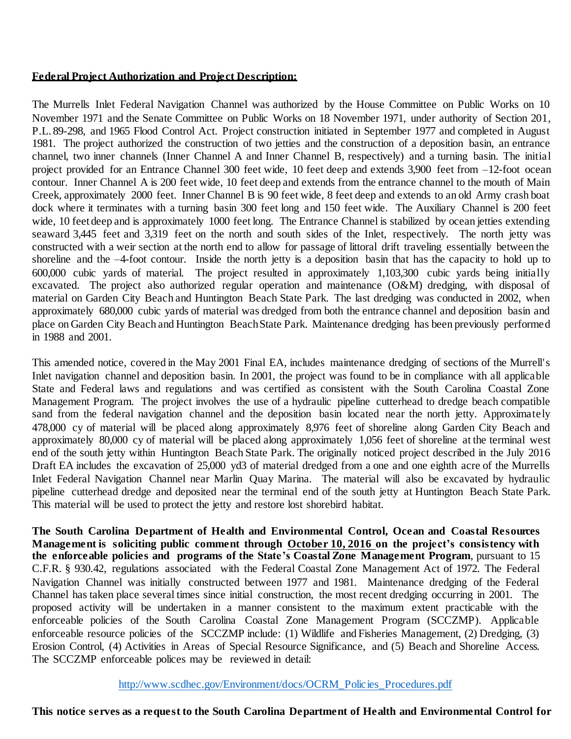**Federal Project Authorization and Project Description:**

The Murrells Inlet Federal Navigation Channel was authorized by the House Committee on Public Works on 10 November 1971 and the Senate Committee on Public Works on 18 November 1971, under authority of Section 201, P.L. 89-298, and 1965 Flood Control Act. Project construction initiated in September 1977 and completed in August 1981. The project authorized the construction of two jetties and the construction of a deposition basin, an entrance channel, two inner channels (Inner Channel A and Inner Channel B, respectively) and a turning basin. The initial project provided for an Entrance Channel 300 feet wide, 10 feet deep and extends 3,900 feet from –12-foot ocean contour. Inner Channel A is 200 feet wide, 10 feet deep and extends from the entrance channel to the mouth of Main Creek, approximately 2000 feet. Inner Channel B is 90 feet wide, 8 feet deep and extends to an old Army crash boat dock where it terminates with a turning basin 300 feet long and 150 feet wide. The Auxiliary Channel is 200 feet wide, 10 feet deep and is approximately 1000 feet long. The Entrance Channel is stabilized by ocean jetties extending seaward 3,445 feet and 3,319 feet on the north and south sides of the Inlet, respectively. The north jetty was constructed with a weir section at the north end to allow for passage of littoral drift traveling essentially between the shoreline and the –4-foot contour. Inside the north jetty is a deposition basin that has the capacity to hold up to 600,000 cubic yards of material. The project resulted in approximately 1,103,300 cubic yards being initially excavated. The project also authorized regular operation and maintenance (O&M) dredging, with disposal of material on Garden City Beach and Huntington Beach State Park. The last dredging was conducted in 2002, when approximately 680,000 cubic yards of material was dredged from both the entrance channel and deposition basin and place on Garden City Beach and Huntington Beach State Park. Maintenance dredging has been previously performed in 1988 and 2001.

This amended notice, covered in the May 2001 Final EA, includes maintenance dredging of sections of the Murrell's Inlet navigation channel and deposition basin. In 2001, the project was found to be in compliance with all applicable State and Federal laws and regulations and was certified as consistent with the South Carolina Coastal Zone Management Program. The project involves the use of a hydraulic pipeline cutterhead to dredge beach compatible sand from the federal navigation channel and the deposition basin located near the north jetty. Approximately 478,000 cy of material will be placed along approximately 8,976 feet of shoreline along Garden City Beach and approximately 80,000 cy of material will be placed along approximately 1,056 feet of shoreline at the terminal west end of the south jetty within Huntington Beach State Park. The originally noticed project described in the July 2016 Draft EA includes the excavation of 25,000 yd3 of material dredged from a one and one eighth acre of the Murrells Inlet Federal Navigation Channel near Marlin Quay Marina. The material will also be excavated by hydraulic pipeline cutterhead dredge and deposited near the terminal end of the south jetty at Huntington Beach State Park. This material will be used to protect the jetty and restore lost shorebird habitat.

**The South Carolina Department of Health and Environmental Control, Ocean and Coastal Resources Management is soliciting public comment through October 10, 2016 on the project's consistency with the enforceable policies and programs of the State's Coastal Zone Management Program**, pursuant to 15 C.F.R. § 930.42, regulations associated with the Federal Coastal Zone Management Act of 1972. The Federal Navigation Channel was initially constructed between 1977 and 1981. Maintenance dredging of the Federal Channel has taken place several times since initial construction, the most recent dredging occurring in 2001. The proposed activity will be undertaken in a manner consistent to the maximum extent practicable with the enforceable policies of the South Carolina Coastal Zone Management Program (SCCZMP). Applicable enforceable resource policies of the SCCZMP include: (1) Wildlife and Fisheries Management, (2) Dredging, (3) Erosion Control, (4) Activities in Areas of Special Resource Significance, and (5) Beach and Shoreline Access. The SCCZMP enforceable polices may be reviewed in detail:

http://www.scdhec.gov/Environment/docs/OCRM_Policies_Procedures.pdf

**This notice serves as a request to the South Carolina Department of Health and Environmental Control for**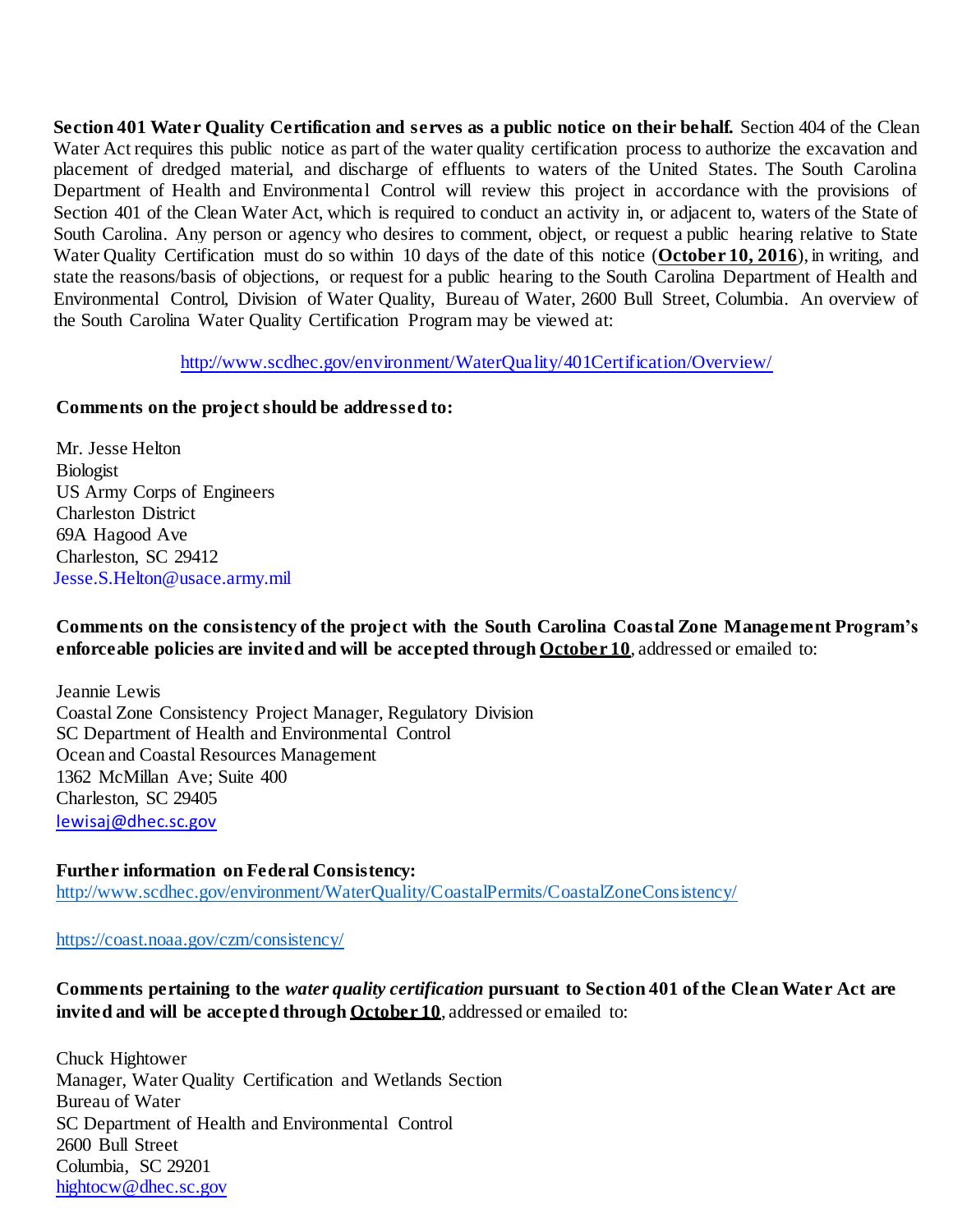**Section 401 Water Quality Certification and serves as a public notice on their behalf.** Section 404 of the Clean Water Act requires this public notice as part of the water quality certification process to authorize the excavation and placement of dredged material, and discharge of effluents to waters of the United States. The South Carolina Department of Health and Environmental Control will review this project in accordance with the provisions of Section 401 of the Clean Water Act, which is required to conduct an activity in, or adjacent to, waters of the State of South Carolina. Any person or agency who desires to comment, object, or request a public hearing relative to State Water Quality Certification must do so within 10 days of the date of this notice (**October 10, 2016**), in writing, and state the reasons/basis of objections, or request for a public hearing to the South Carolina Department of Health and Environmental Control, Division of Water Quality, Bureau of Water, 2600 Bull Street, Columbia. An overview of the South Carolina Water Quality Certification Program may be viewed at:

http://www.scdhec.gov/environment/WaterQuality/401Certification/Overview/

**Comments on the project should be addressed to:**

Mr. Jesse Helton
Biologist
US Army Corps of Engineers
Charleston District
69A Hagood Ave
Charleston, SC 29412
Jesse.S.Helton@usace.army.mil

**Comments on the consistency of the project with the South Carolina Coastal Zone Management Program's enforceable policies are invited and will be accepted through October 10**, addressed or emailed to:

Jeannie Lewis
Coastal Zone Consistency Project Manager, Regulatory Division
SC Department of Health and Environmental Control
Ocean and Coastal Resources Management
1362 McMillan Ave; Suite 400
Charleston, SC 29405
lewisaj@dhec.sc.gov

**Further information on Federal Consistency:**
http://www.scdhec.gov/environment/WaterQuality/CoastalPermits/CoastalZoneConsistency/

https://coast.noaa.gov/czm/consistency/

**Comments pertaining to the *water quality certification* pursuant to Section 401 of the Clean Water Act are invited and will be accepted through October 10**, addressed or emailed to:

Chuck Hightower
Manager, Water Quality Certification and Wetlands Section
Bureau of Water
SC Department of Health and Environmental Control
2600 Bull Street
Columbia, SC 29201
hightocw@dhec.sc.gov